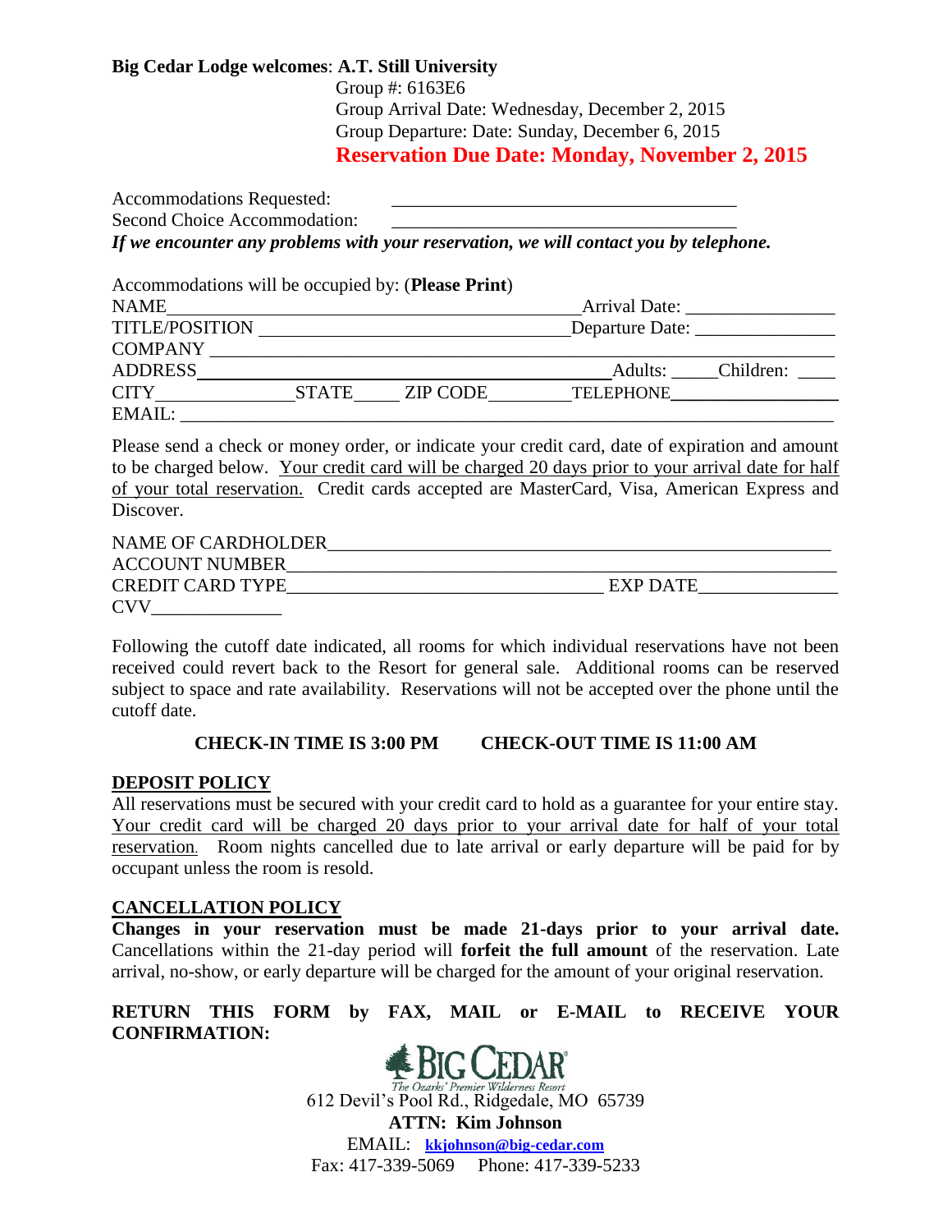**Big Cedar Lodge welcomes**: **A.T. Still University**

Group #: 6163E6

Group Arrival Date: Wednesday, December 2, 2015

Group Departure: Date: Sunday, December 6, 2015

**Reservation Due Date: Monday, November 2, 2015**

Accommodations Requested: ____________________________________

Second Choice Accommodation: ____________________________________

***If we encounter any problems with your reservation, we will contact you by telephone.***

Accommodations will be occupied by: (**Please Print**)

NAME____________________________________________ Arrival Date: _______________

TITLE/POSITION ______________________________ Departure Date: ______________

COMPANY ____________________________________________________________________

ADDRESS____________________________________________ Adults: _____ Children: ____

CITY______________ STATE_____ ZIP CODE________ TELEPHONE__________________

EMAIL: ______________________________________________________________________

Please send a check or money order, or indicate your credit card, date of expiration and amount to be charged below. Your credit card will be charged 20 days prior to your arrival date for half of your total reservation. Credit cards accepted are MasterCard, Visa, American Express and Discover.

NAME OF CARDHOLDER________________________________________________________

ACCOUNT NUMBER____________________________________________________________

CREDIT CARD TYPE_________________________________ EXP DATE______________

CVV______________

Following the cutoff date indicated, all rooms for which individual reservations have not been received could revert back to the Resort for general sale. Additional rooms can be reserved subject to space and rate availability. Reservations will not be accepted over the phone until the cutoff date.

**CHECK-IN TIME IS 3:00 PM CHECK-OUT TIME IS 11:00 AM**

## DEPOSIT POLICY

All reservations must be secured with your credit card to hold as a guarantee for your entire stay. Your credit card will be charged 20 days prior to your arrival date for half of your total reservation. Room nights cancelled due to late arrival or early departure will be paid for by occupant unless the room is resold.

## CANCELLATION POLICY

**Changes in your reservation must be made 21-days prior to your arrival date.** Cancellations within the 21-day period will **forfeit the full amount** of the reservation. Late arrival, no-show, or early departure will be charged for the amount of your original reservation.

**RETURN THIS FORM by FAX, MAIL or E-MAIL to RECEIVE YOUR CONFIRMATION:**

BIG CEDAR

*The Ozarks' Premier Wilderness Resort*

612 Devil's Pool Rd., Ridgedale, MO 65739

**ATTN: Kim Johnson**

EMAIL: **kkjohnson@big-cedar.com**

Fax: 417-339-5069 Phone: 417-339-5233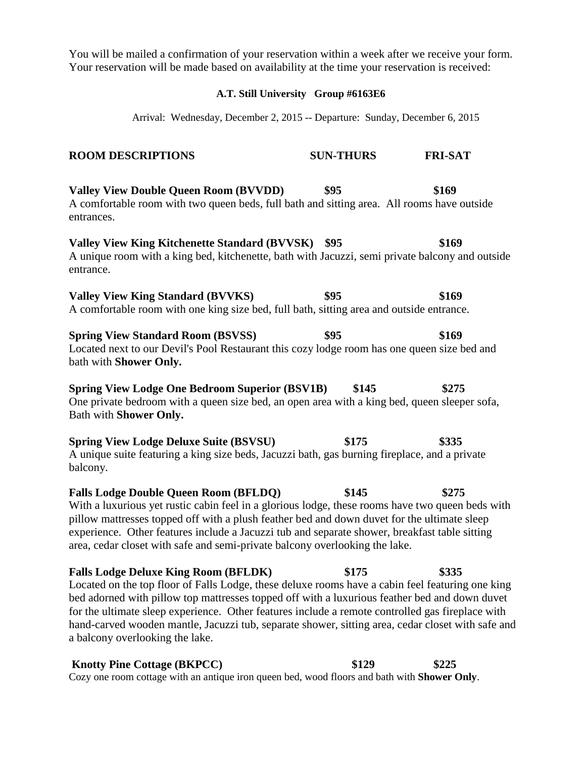You will be mailed a confirmation of your reservation within a week after we receive your form. Your reservation will be made based on availability at the time your reservation is received:

**A.T. Still University Group #6163E6**

Arrival: Wednesday, December 2, 2015 -- Departure: Sunday, December 6, 2015

| ROOM DESCRIPTIONS | SUN-THURS | FRI-SAT |
|---|---|---|
| **Valley View Double Queen Room (BVVDD)** | **$95** | **$169** |
| **Valley View King Kitchenette Standard (BVVSK)** | **$95** | **$169** |
| **Valley View King Standard (BVVKS)** | **$95** | **$169** |
| **Spring View Standard Room (BSVSS)** | **$95** | **$169** |
| **Spring View Lodge One Bedroom Superior (BSV1B)** | **$145** | **$275** |
| **Spring View Lodge Deluxe Suite (BSVSU)** | **$175** | **$335** |
| **Falls Lodge Double Queen Room (BFLDQ)** | **$145** | **$275** |
| **Falls Lodge Deluxe King Room (BFLDK)** | **$175** | **$335** |
| **Knotty Pine Cottage (BKPCC)** | **$129** | **$225** |

**Valley View Double Queen Room (BVVDD)** — $95 / $169
A comfortable room with two queen beds, full bath and sitting area. All rooms have outside entrances.

**Valley View King Kitchenette Standard (BVVSK)** — $95 / $169
A unique room with a king bed, kitchenette, bath with Jacuzzi, semi private balcony and outside entrance.

**Valley View King Standard (BVVKS)** — $95 / $169
A comfortable room with one king size bed, full bath, sitting area and outside entrance.

**Spring View Standard Room (BSVSS)** — $95 / $169
Located next to our Devil's Pool Restaurant this cozy lodge room has one queen size bed and bath with **Shower Only.**

**Spring View Lodge One Bedroom Superior (BSV1B)** — $145 / $275
One private bedroom with a queen size bed, an open area with a king bed, queen sleeper sofa, Bath with **Shower Only.**

**Spring View Lodge Deluxe Suite (BSVSU)** — $175 / $335
A unique suite featuring a king size beds, Jacuzzi bath, gas burning fireplace, and a private balcony.

**Falls Lodge Double Queen Room (BFLDQ)** — $145 / $275
With a luxurious yet rustic cabin feel in a glorious lodge, these rooms have two queen beds with pillow mattresses topped off with a plush feather bed and down duvet for the ultimate sleep experience. Other features include a Jacuzzi tub and separate shower, breakfast table sitting area, cedar closet with safe and semi-private balcony overlooking the lake.

**Falls Lodge Deluxe King Room (BFLDK)** — $175 / $335
Located on the top floor of Falls Lodge, these deluxe rooms have a cabin feel featuring one king bed adorned with pillow top mattresses topped off with a luxurious feather bed and down duvet for the ultimate sleep experience. Other features include a remote controlled gas fireplace with hand-carved wooden mantle, Jacuzzi tub, separate shower, sitting area, cedar closet with safe and a balcony overlooking the lake.

**Knotty Pine Cottage (BKPCC)** — $129 / $225
Cozy one room cottage with an antique iron queen bed, wood floors and bath with **Shower Only**.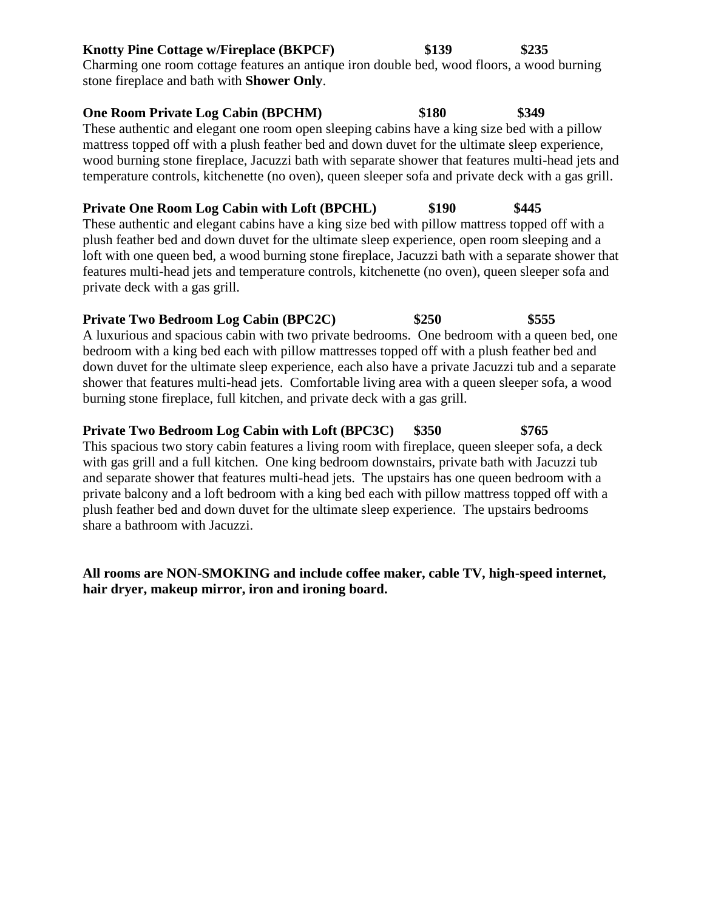**Knotty Pine Cottage w/Fireplace (BKPCF) $139 $235**
Charming one room cottage features an antique iron double bed, wood floors, a wood burning stone fireplace and bath with **Shower Only**.

**One Room Private Log Cabin (BPCHM) $180 $349**
These authentic and elegant one room open sleeping cabins have a king size bed with a pillow mattress topped off with a plush feather bed and down duvet for the ultimate sleep experience, wood burning stone fireplace, Jacuzzi bath with separate shower that features multi-head jets and temperature controls, kitchenette (no oven), queen sleeper sofa and private deck with a gas grill.

**Private One Room Log Cabin with Loft (BPCHL) $190 $445**
These authentic and elegant cabins have a king size bed with pillow mattress topped off with a plush feather bed and down duvet for the ultimate sleep experience, open room sleeping and a loft with one queen bed, a wood burning stone fireplace, Jacuzzi bath with a separate shower that features multi-head jets and temperature controls, kitchenette (no oven), queen sleeper sofa and private deck with a gas grill.

**Private Two Bedroom Log Cabin (BPC2C) $250 $555**
A luxurious and spacious cabin with two private bedrooms. One bedroom with a queen bed, one bedroom with a king bed each with pillow mattresses topped off with a plush feather bed and down duvet for the ultimate sleep experience, each also have a private Jacuzzi tub and a separate shower that features multi-head jets. Comfortable living area with a queen sleeper sofa, a wood burning stone fireplace, full kitchen, and private deck with a gas grill.

**Private Two Bedroom Log Cabin with Loft (BPC3C) $350 $765**
This spacious two story cabin features a living room with fireplace, queen sleeper sofa, a deck with gas grill and a full kitchen. One king bedroom downstairs, private bath with Jacuzzi tub and separate shower that features multi-head jets. The upstairs has one queen bedroom with a private balcony and a loft bedroom with a king bed each with pillow mattress topped off with a plush feather bed and down duvet for the ultimate sleep experience. The upstairs bedrooms share a bathroom with Jacuzzi.

**All rooms are NON-SMOKING and include coffee maker, cable TV, high-speed internet, hair dryer, makeup mirror, iron and ironing board.**